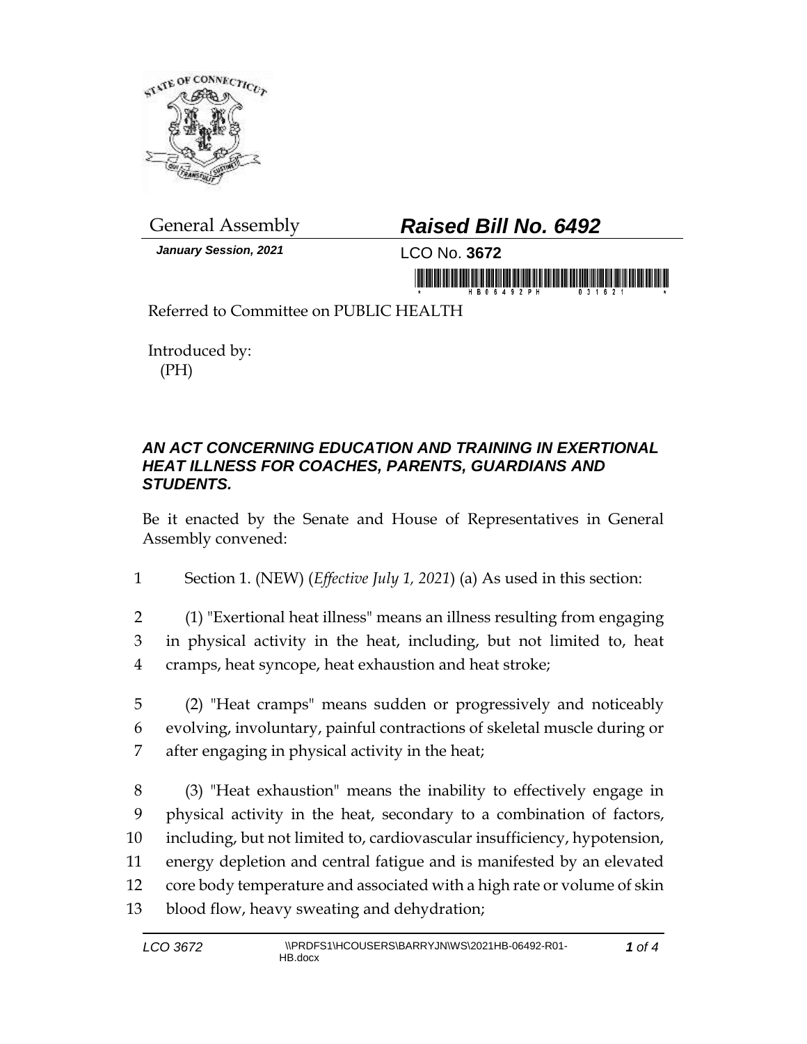General Assembly

**_Raised Bill No. 6492_**

***January Session, 2021***

LCO No. **3672**

Referred to Committee on PUBLIC HEALTH

Introduced by:
(PH)

### *AN ACT CONCERNING EDUCATION AND TRAINING IN EXERTIONAL HEAT ILLNESS FOR COACHES, PARENTS, GUARDIANS AND STUDENTS.*

Be it enacted by the Senate and House of Representatives in General Assembly convened:

1 Section 1. (NEW) (*Effective July 1, 2021*) (a) As used in this section:

2 (1) "Exertional heat illness" means an illness resulting from engaging
3 in physical activity in the heat, including, but not limited to, heat
4 cramps, heat syncope, heat exhaustion and heat stroke;

5 (2) "Heat cramps" means sudden or progressively and noticeably
6 evolving, involuntary, painful contractions of skeletal muscle during or
7 after engaging in physical activity in the heat;

8 (3) "Heat exhaustion" means the inability to effectively engage in
9 physical activity in the heat, secondary to a combination of factors,
10 including, but not limited to, cardiovascular insufficiency, hypotension,
11 energy depletion and central fatigue and is manifested by an elevated
12 core body temperature and associated with a high rate or volume of skin
13 blood flow, heavy sweating and dehydration;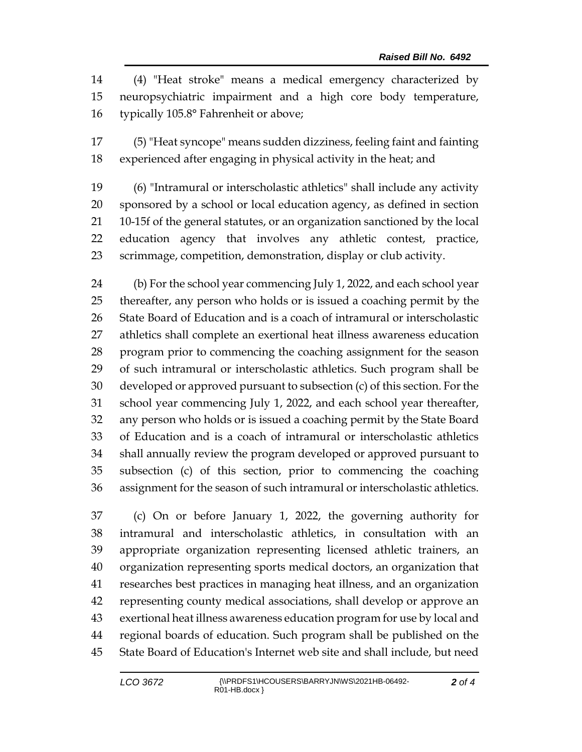(4) "Heat stroke" means a medical emergency characterized by neuropsychiatric impairment and a high core body temperature, typically 105.8° Fahrenheit or above;

(5) "Heat syncope" means sudden dizziness, feeling faint and fainting experienced after engaging in physical activity in the heat; and

(6) "Intramural or interscholastic athletics" shall include any activity sponsored by a school or local education agency, as defined in section 10-15f of the general statutes, or an organization sanctioned by the local education agency that involves any athletic contest, practice, scrimmage, competition, demonstration, display or club activity.

(b) For the school year commencing July 1, 2022, and each school year thereafter, any person who holds or is issued a coaching permit by the State Board of Education and is a coach of intramural or interscholastic athletics shall complete an exertional heat illness awareness education program prior to commencing the coaching assignment for the season of such intramural or interscholastic athletics. Such program shall be developed or approved pursuant to subsection (c) of this section. For the school year commencing July 1, 2022, and each school year thereafter, any person who holds or is issued a coaching permit by the State Board of Education and is a coach of intramural or interscholastic athletics shall annually review the program developed or approved pursuant to subsection (c) of this section, prior to commencing the coaching assignment for the season of such intramural or interscholastic athletics.

(c) On or before January 1, 2022, the governing authority for intramural and interscholastic athletics, in consultation with an appropriate organization representing licensed athletic trainers, an organization representing sports medical doctors, an organization that researches best practices in managing heat illness, and an organization representing county medical associations, shall develop or approve an exertional heat illness awareness education program for use by local and regional boards of education. Such program shall be published on the State Board of Education's Internet web site and shall include, but need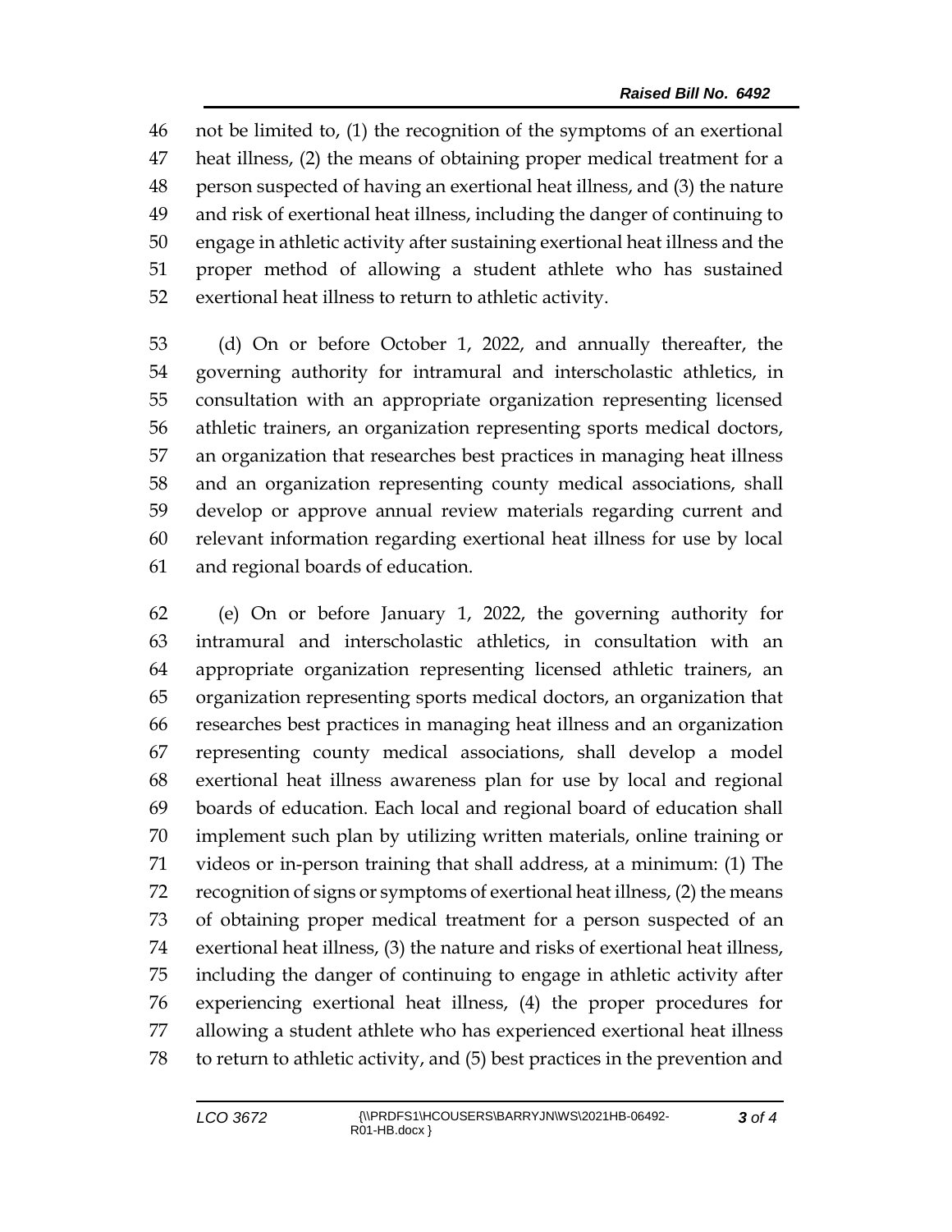not be limited to, (1) the recognition of the symptoms of an exertional heat illness, (2) the means of obtaining proper medical treatment for a person suspected of having an exertional heat illness, and (3) the nature and risk of exertional heat illness, including the danger of continuing to engage in athletic activity after sustaining exertional heat illness and the proper method of allowing a student athlete who has sustained exertional heat illness to return to athletic activity.

(d) On or before October 1, 2022, and annually thereafter, the governing authority for intramural and interscholastic athletics, in consultation with an appropriate organization representing licensed athletic trainers, an organization representing sports medical doctors, an organization that researches best practices in managing heat illness and an organization representing county medical associations, shall develop or approve annual review materials regarding current and relevant information regarding exertional heat illness for use by local and regional boards of education.

(e) On or before January 1, 2022, the governing authority for intramural and interscholastic athletics, in consultation with an appropriate organization representing licensed athletic trainers, an organization representing sports medical doctors, an organization that researches best practices in managing heat illness and an organization representing county medical associations, shall develop a model exertional heat illness awareness plan for use by local and regional boards of education. Each local and regional board of education shall implement such plan by utilizing written materials, online training or videos or in-person training that shall address, at a minimum: (1) The recognition of signs or symptoms of exertional heat illness, (2) the means of obtaining proper medical treatment for a person suspected of an exertional heat illness, (3) the nature and risks of exertional heat illness, including the danger of continuing to engage in athletic activity after experiencing exertional heat illness, (4) the proper procedures for allowing a student athlete who has experienced exertional heat illness to return to athletic activity, and (5) best practices in the prevention and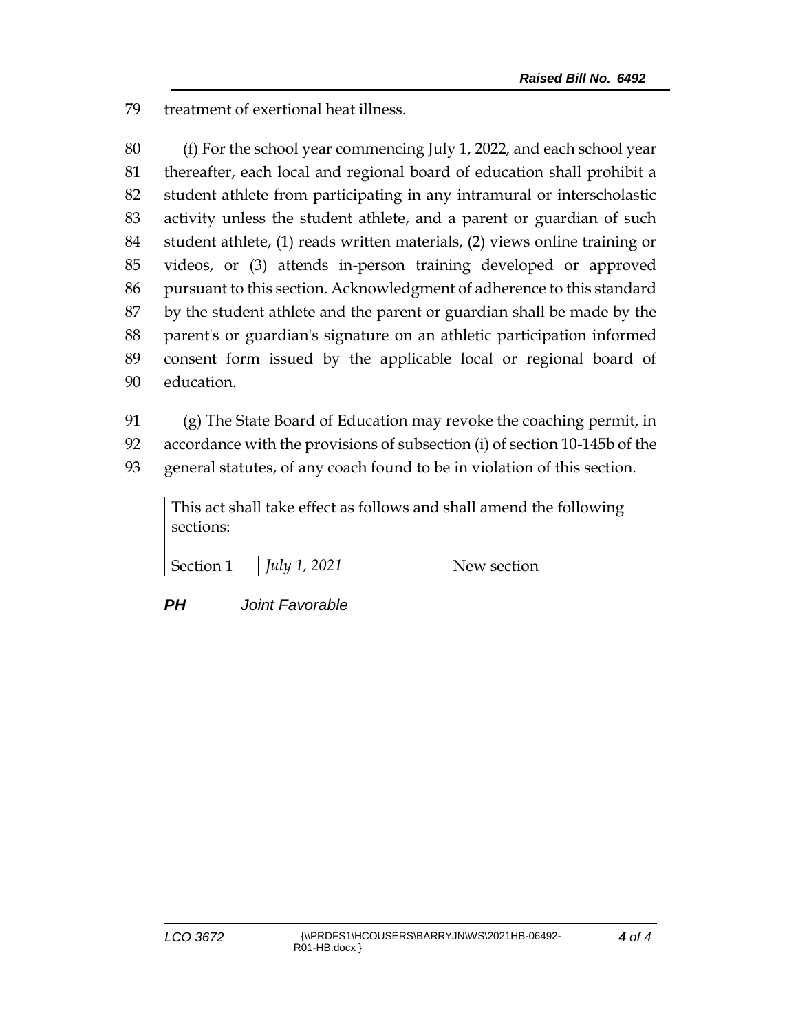treatment of exertional heat illness.

(f) For the school year commencing July 1, 2022, and each school year thereafter, each local and regional board of education shall prohibit a student athlete from participating in any intramural or interscholastic activity unless the student athlete, and a parent or guardian of such student athlete, (1) reads written materials, (2) views online training or videos, or (3) attends in-person training developed or approved pursuant to this section. Acknowledgment of adherence to this standard by the student athlete and the parent or guardian shall be made by the parent's or guardian's signature on an athletic participation informed consent form issued by the applicable local or regional board of education.

(g) The State Board of Education may revoke the coaching permit, in accordance with the provisions of subsection (i) of section 10-145b of the general statutes, of any coach found to be in violation of this section.

| This act shall take effect as follows and shall amend the following sections: | | |
|---|---|---|
| Section 1 | *July 1, 2021* | New section |

***PH*** *Joint Favorable*